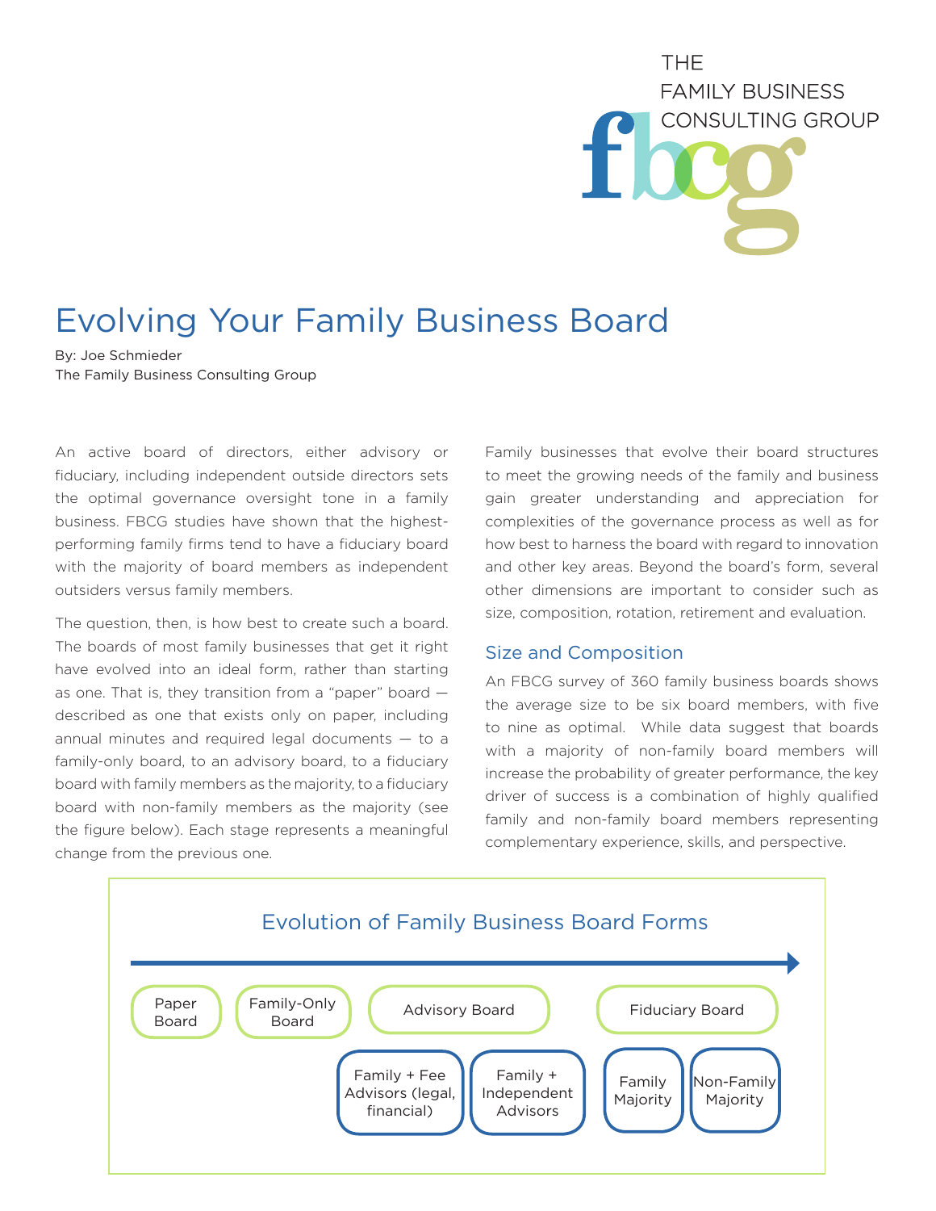THE FAMILY BUSINESS CONSULTING GROUP

# Evolving Your Family Business Board

By: Joe Schmieder
The Family Business Consulting Group

An active board of directors, either advisory or fiduciary, including independent outside directors sets the optimal governance oversight tone in a family business. FBCG studies have shown that the highest-performing family firms tend to have a fiduciary board with the majority of board members as independent outsiders versus family members.

The question, then, is how best to create such a board. The boards of most family businesses that get it right have evolved into an ideal form, rather than starting as one. That is, they transition from a "paper" board — described as one that exists only on paper, including annual minutes and required legal documents — to a family-only board, to an advisory board, to a fiduciary board with family members as the majority, to a fiduciary board with non-family members as the majority (see the figure below). Each stage represents a meaningful change from the previous one.

Family businesses that evolve their board structures to meet the growing needs of the family and business gain greater understanding and appreciation for complexities of the governance process as well as for how best to harness the board with regard to innovation and other key areas. Beyond the board's form, several other dimensions are important to consider such as size, composition, rotation, retirement and evaluation.

## Size and Composition

An FBCG survey of 360 family business boards shows the average size to be six board members, with five to nine as optimal. While data suggest that boards with a majority of non-family board members will increase the probability of greater performance, the key driver of success is a combination of highly qualified family and non-family board members representing complementary experience, skills, and perspective.

### Evolution of Family Business Board Forms

Paper Board → Family-Only Board → Advisory Board → Fiduciary Board

- Advisory Board
  - Family + Fee Advisors (legal, financial)
  - Family + Independent Advisors
- Fiduciary Board
  - Family Majority
  - Non-Family Majority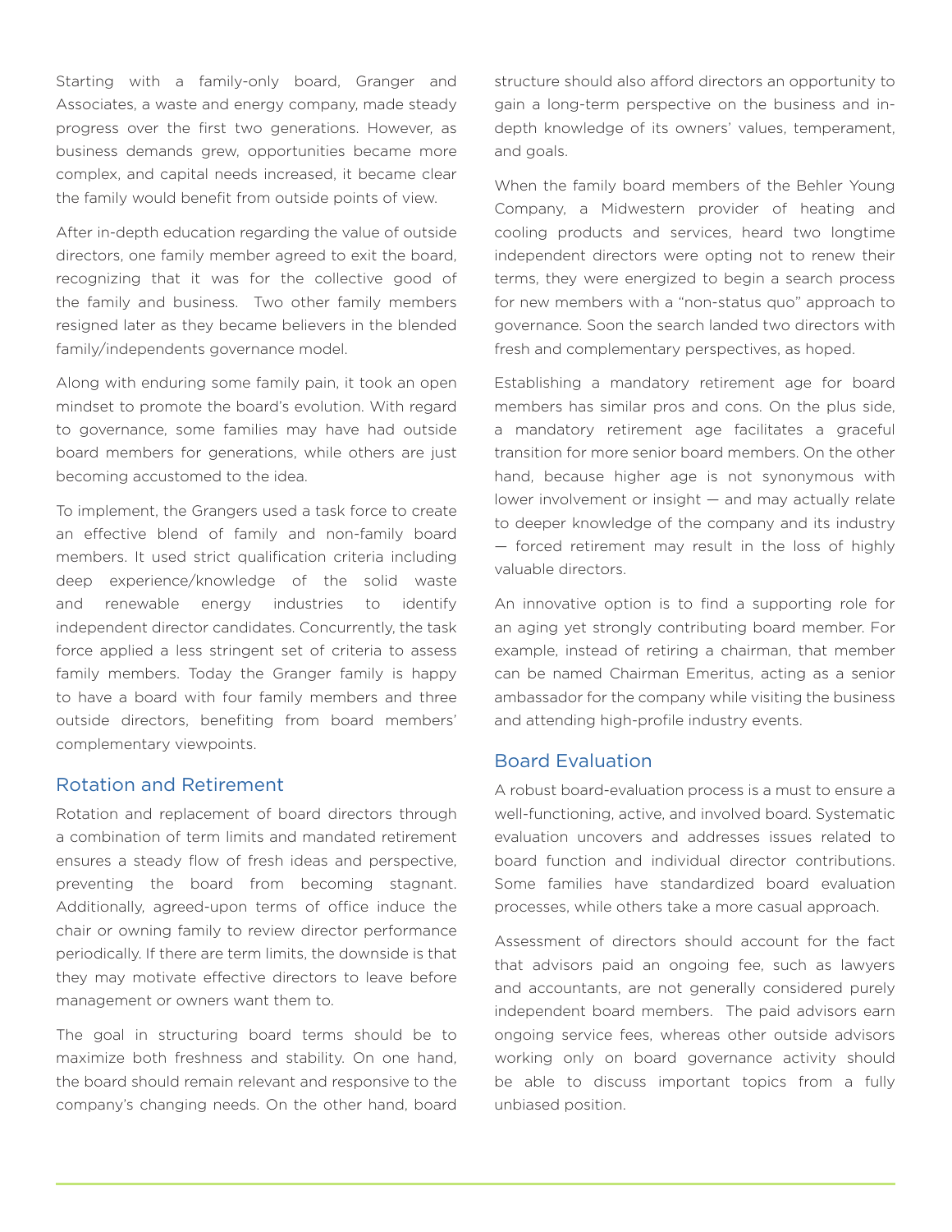Starting with a family-only board, Granger and Associates, a waste and energy company, made steady progress over the first two generations. However, as business demands grew, opportunities became more complex, and capital needs increased, it became clear the family would benefit from outside points of view.

After in-depth education regarding the value of outside directors, one family member agreed to exit the board, recognizing that it was for the collective good of the family and business. Two other family members resigned later as they became believers in the blended family/independents governance model.

Along with enduring some family pain, it took an open mindset to promote the board's evolution. With regard to governance, some families may have had outside board members for generations, while others are just becoming accustomed to the idea.

To implement, the Grangers used a task force to create an effective blend of family and non-family board members. It used strict qualification criteria including deep experience/knowledge of the solid waste and renewable energy industries to identify independent director candidates. Concurrently, the task force applied a less stringent set of criteria to assess family members. Today the Granger family is happy to have a board with four family members and three outside directors, benefiting from board members' complementary viewpoints.

## Rotation and Retirement

Rotation and replacement of board directors through a combination of term limits and mandated retirement ensures a steady flow of fresh ideas and perspective, preventing the board from becoming stagnant. Additionally, agreed-upon terms of office induce the chair or owning family to review director performance periodically. If there are term limits, the downside is that they may motivate effective directors to leave before management or owners want them to.

The goal in structuring board terms should be to maximize both freshness and stability. On one hand, the board should remain relevant and responsive to the company's changing needs. On the other hand, board structure should also afford directors an opportunity to gain a long-term perspective on the business and in-depth knowledge of its owners' values, temperament, and goals.

When the family board members of the Behler Young Company, a Midwestern provider of heating and cooling products and services, heard two longtime independent directors were opting not to renew their terms, they were energized to begin a search process for new members with a "non-status quo" approach to governance. Soon the search landed two directors with fresh and complementary perspectives, as hoped.

Establishing a mandatory retirement age for board members has similar pros and cons. On the plus side, a mandatory retirement age facilitates a graceful transition for more senior board members. On the other hand, because higher age is not synonymous with lower involvement or insight — and may actually relate to deeper knowledge of the company and its industry — forced retirement may result in the loss of highly valuable directors.

An innovative option is to find a supporting role for an aging yet strongly contributing board member. For example, instead of retiring a chairman, that member can be named Chairman Emeritus, acting as a senior ambassador for the company while visiting the business and attending high-profile industry events.

## Board Evaluation

A robust board-evaluation process is a must to ensure a well-functioning, active, and involved board. Systematic evaluation uncovers and addresses issues related to board function and individual director contributions. Some families have standardized board evaluation processes, while others take a more casual approach.

Assessment of directors should account for the fact that advisors paid an ongoing fee, such as lawyers and accountants, are not generally considered purely independent board members. The paid advisors earn ongoing service fees, whereas other outside advisors working only on board governance activity should be able to discuss important topics from a fully unbiased position.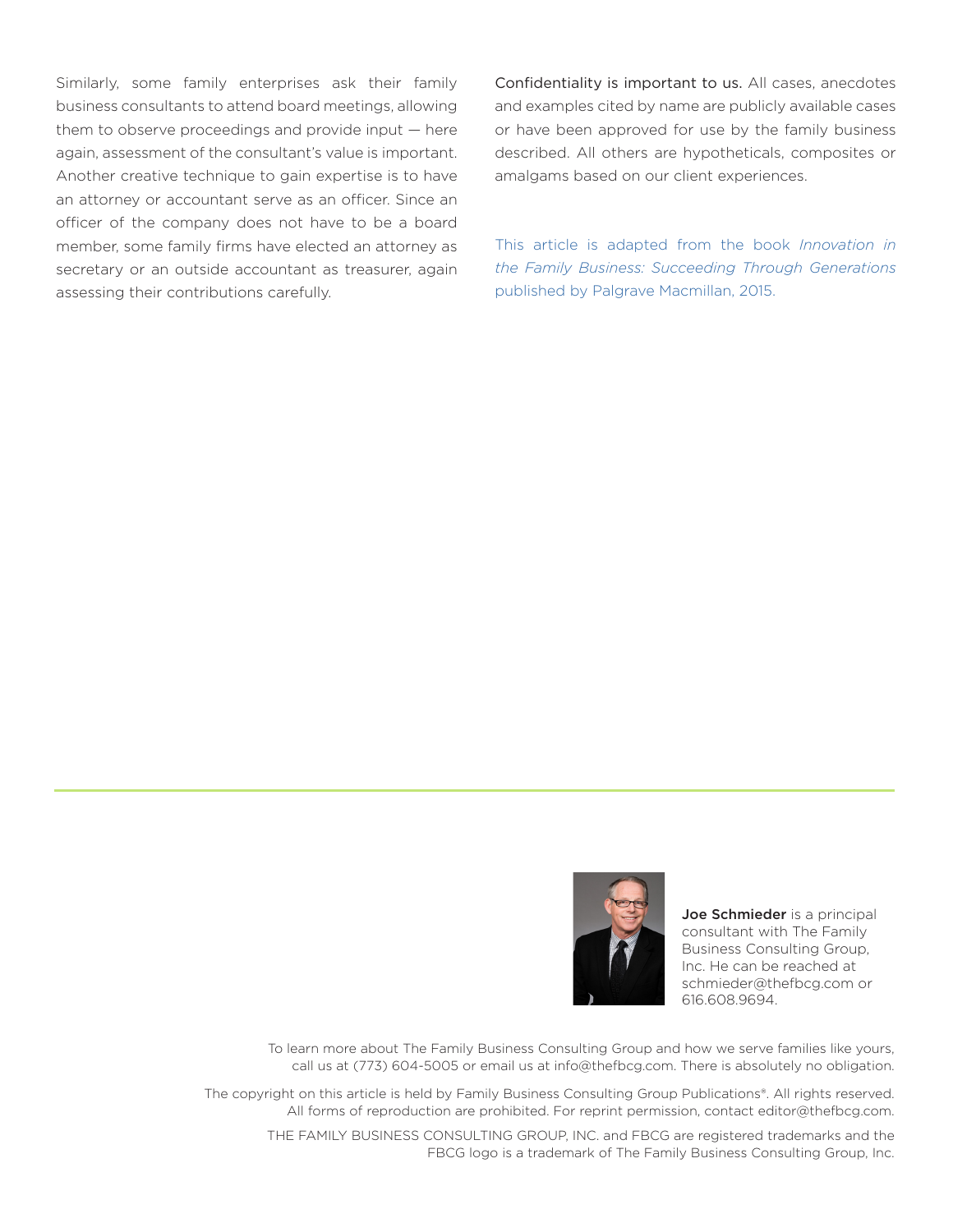Similarly, some family enterprises ask their family business consultants to attend board meetings, allowing them to observe proceedings and provide input — here again, assessment of the consultant's value is important. Another creative technique to gain expertise is to have an attorney or accountant serve as an officer. Since an officer of the company does not have to be a board member, some family firms have elected an attorney as secretary or an outside accountant as treasurer, again assessing their contributions carefully.

Confidentiality is important to us. All cases, anecdotes and examples cited by name are publicly available cases or have been approved for use by the family business described. All others are hypotheticals, composites or amalgams based on our client experiences.

This article is adapted from the book *Innovation in the Family Business: Succeeding Through Generations* published by Palgrave Macmillan, 2015.

---

**Joe Schmieder** is a principal consultant with The Family Business Consulting Group, Inc. He can be reached at schmieder@thefbcg.com or 616.608.9694.

To learn more about The Family Business Consulting Group and how we serve families like yours, call us at (773) 604-5005 or email us at info@thefbcg.com. There is absolutely no obligation.

The copyright on this article is held by Family Business Consulting Group Publications®. All rights reserved. All forms of reproduction are prohibited. For reprint permission, contact editor@thefbcg.com.

THE FAMILY BUSINESS CONSULTING GROUP, INC. and FBCG are registered trademarks and the FBCG logo is a trademark of The Family Business Consulting Group, Inc.